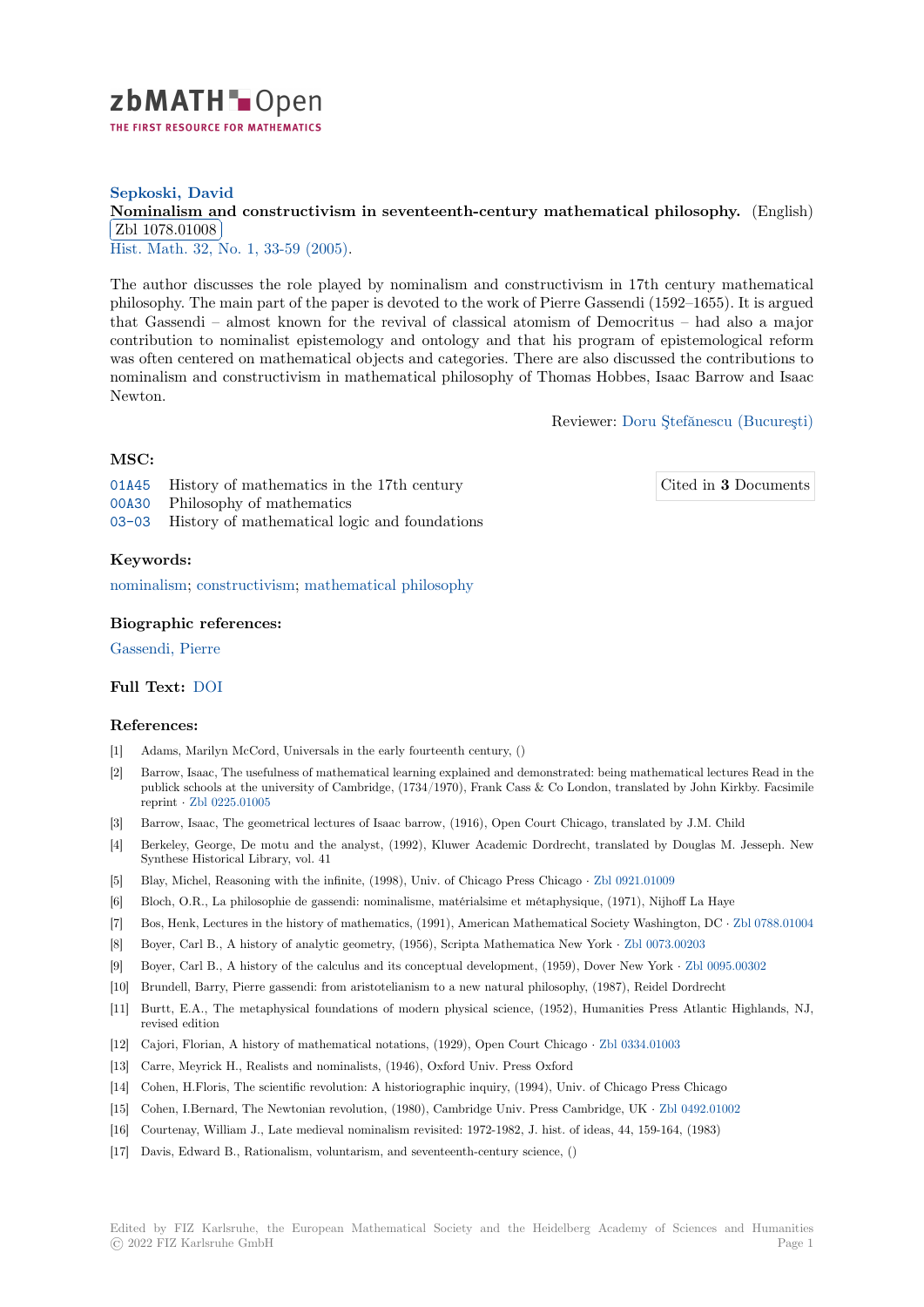**Sepkoski, David**

**Nominalism and constructivism in seventeenth-century mathematical philosophy.** (English) Zbl 1078.01008

Hist. Math. 32, No. 1, 33-59 (2005).

The author discusses the role played by nominalism and constructivism in 17th century mathematical philosophy. The main part of the paper is devoted to the work of Pierre Gassendi (1592–1655). It is argued that Gassendi – almost known for the revival of classical atomism of Democritus – had also a major contribution to nominalist epistemology and ontology and that his program of epistemological reform was often centered on mathematical objects and categories. There are also discussed the contributions to nominalism and constructivism in mathematical philosophy of Thomas Hobbes, Isaac Barrow and Isaac Newton.

Reviewer: Doru Ştefănescu (Bucureşti)

### MSC:

- 01A45 History of mathematics in the 17th century
- 00A30 Philosophy of mathematics
- 03-03 History of mathematical logic and foundations

Cited in **3** Documents

### Keywords:

nominalism; constructivism; mathematical philosophy

### Biographic references:

Gassendi, Pierre

### Full Text: DOI

### References:

- [1] Adams, Marilyn McCord, Universals in the early fourteenth century, ()
- [2] Barrow, Isaac, The usefulness of mathematical learning explained and demonstrated: being mathematical lectures Read in the publick schools at the university of Cambridge, (1734/1970), Frank Cass & Co London, translated by John Kirkby. Facsimile reprint · Zbl 0225.01005
- [3] Barrow, Isaac, The geometrical lectures of Isaac barrow, (1916), Open Court Chicago, translated by J.M. Child
- [4] Berkeley, George, De motu and the analyst, (1992), Kluwer Academic Dordrecht, translated by Douglas M. Jesseph. New Synthese Historical Library, vol. 41
- [5] Blay, Michel, Reasoning with the infinite, (1998), Univ. of Chicago Press Chicago · Zbl 0921.01009
- [6] Bloch, O.R., La philosophie de gassendi: nominalisme, matérialsime et métaphysique, (1971), Nijhoff La Haye
- [7] Bos, Henk, Lectures in the history of mathematics, (1991), American Mathematical Society Washington, DC · Zbl 0788.01004
- [8] Boyer, Carl B., A history of analytic geometry, (1956), Scripta Mathematica New York · Zbl 0073.00203
- [9] Boyer, Carl B., A history of the calculus and its conceptual development, (1959), Dover New York · Zbl 0095.00302
- [10] Brundell, Barry, Pierre gassendi: from aristotelianism to a new natural philosophy, (1987), Reidel Dordrecht
- [11] Burtt, E.A., The metaphysical foundations of modern physical science, (1952), Humanities Press Atlantic Highlands, NJ, revised edition
- [12] Cajori, Florian, A history of mathematical notations, (1929), Open Court Chicago · Zbl 0334.01003
- [13] Carre, Meyrick H., Realists and nominalists, (1946), Oxford Univ. Press Oxford
- [14] Cohen, H.Floris, The scientific revolution: A historiographic inquiry, (1994), Univ. of Chicago Press Chicago
- [15] Cohen, I.Bernard, The Newtonian revolution, (1980), Cambridge Univ. Press Cambridge, UK · Zbl 0492.01002
- [16] Courtenay, William J., Late medieval nominalism revisited: 1972-1982, J. hist. of ideas, 44, 159-164, (1983)
- [17] Davis, Edward B., Rationalism, voluntarism, and seventeenth-century science, ()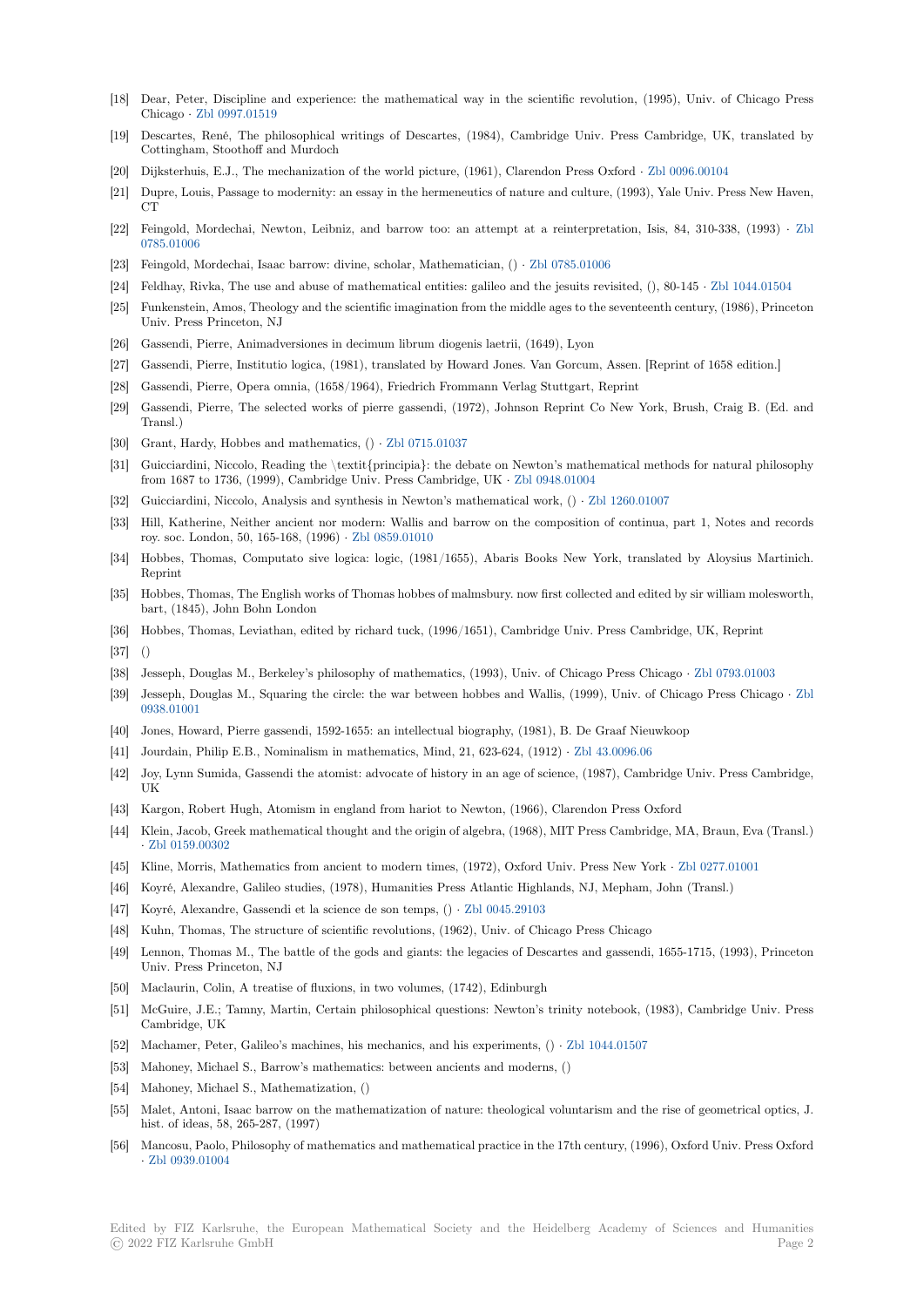- [18] Dear, Peter, Discipline and experience: the mathematical way in the scientific revolution, (1995), Univ. of Chicago Press Chicago · Zbl 0997.01519
- [19] Descartes, René, The philosophical writings of Descartes, (1984), Cambridge Univ. Press Cambridge, UK, translated by Cottingham, Stoothoff and Murdoch
- [20] Dijksterhuis, E.J., The mechanization of the world picture, (1961), Clarendon Press Oxford · Zbl 0096.00104
- [21] Dupre, Louis, Passage to modernity: an essay in the hermeneutics of nature and culture, (1993), Yale Univ. Press New Haven, CT
- [22] Feingold, Mordechai, Newton, Leibniz, and barrow too: an attempt at a reinterpretation, Isis, 84, 310-338, (1993) · Zbl 0785.01006
- [23] Feingold, Mordechai, Isaac barrow: divine, scholar, Mathematician, () · Zbl 0785.01006
- [24] Feldhay, Rivka, The use and abuse of mathematical entities: galileo and the jesuits revisited, (), 80-145 · Zbl 1044.01504
- [25] Funkenstein, Amos, Theology and the scientific imagination from the middle ages to the seventeenth century, (1986), Princeton Univ. Press Princeton, NJ
- [26] Gassendi, Pierre, Animadversiones in decimum librum diogenis laetrii, (1649), Lyon
- [27] Gassendi, Pierre, Institutio logica, (1981), translated by Howard Jones. Van Gorcum, Assen. [Reprint of 1658 edition.]
- [28] Gassendi, Pierre, Opera omnia, (1658/1964), Friedrich Frommann Verlag Stuttgart, Reprint
- [29] Gassendi, Pierre, The selected works of pierre gassendi, (1972), Johnson Reprint Co New York, Brush, Craig B. (Ed. and Transl.)
- [30] Grant, Hardy, Hobbes and mathematics, () · Zbl 0715.01037
- [31] Guicciardini, Niccolo, Reading the \textit{principia}: the debate on Newton's mathematical methods for natural philosophy from 1687 to 1736, (1999), Cambridge Univ. Press Cambridge, UK · Zbl 0948.01004
- [32] Guicciardini, Niccolo, Analysis and synthesis in Newton's mathematical work, () · Zbl 1260.01007
- [33] Hill, Katherine, Neither ancient nor modern: Wallis and barrow on the composition of continua, part 1, Notes and records roy. soc. London, 50, 165-168, (1996) · Zbl 0859.01010
- [34] Hobbes, Thomas, Computato sive logica: logic, (1981/1655), Abaris Books New York, translated by Aloysius Martinich. Reprint
- [35] Hobbes, Thomas, The English works of Thomas hobbes of malmsbury. now first collected and edited by sir william molesworth, bart, (1845), John Bohn London
- [36] Hobbes, Thomas, Leviathan, edited by richard tuck, (1996/1651), Cambridge Univ. Press Cambridge, UK, Reprint
- [37] ()
- [38] Jesseph, Douglas M., Berkeley's philosophy of mathematics, (1993), Univ. of Chicago Press Chicago · Zbl 0793.01003
- [39] Jesseph, Douglas M., Squaring the circle: the war between hobbes and Wallis, (1999), Univ. of Chicago Press Chicago · Zbl 0938.01001
- [40] Jones, Howard, Pierre gassendi, 1592-1655: an intellectual biography, (1981), B. De Graaf Nieuwkoop
- [41] Jourdain, Philip E.B., Nominalism in mathematics, Mind, 21, 623-624, (1912) · Zbl 43.0096.06
- [42] Joy, Lynn Sumida, Gassendi the atomist: advocate of history in an age of science, (1987), Cambridge Univ. Press Cambridge, UK
- [43] Kargon, Robert Hugh, Atomism in england from hariot to Newton, (1966), Clarendon Press Oxford
- [44] Klein, Jacob, Greek mathematical thought and the origin of algebra, (1968), MIT Press Cambridge, MA, Braun, Eva (Transl.) · Zbl 0159.00302
- [45] Kline, Morris, Mathematics from ancient to modern times, (1972), Oxford Univ. Press New York · Zbl 0277.01001
- [46] Koyré, Alexandre, Galileo studies, (1978), Humanities Press Atlantic Highlands, NJ, Mepham, John (Transl.)
- [47] Koyré, Alexandre, Gassendi et la science de son temps, () · Zbl 0045.29103
- [48] Kuhn, Thomas, The structure of scientific revolutions, (1962), Univ. of Chicago Press Chicago
- [49] Lennon, Thomas M., The battle of the gods and giants: the legacies of Descartes and gassendi, 1655-1715, (1993), Princeton Univ. Press Princeton, NJ
- [50] Maclaurin, Colin, A treatise of fluxions, in two volumes, (1742), Edinburgh
- [51] McGuire, J.E.; Tamny, Martin, Certain philosophical questions: Newton's trinity notebook, (1983), Cambridge Univ. Press Cambridge, UK
- [52] Machamer, Peter, Galileo's machines, his mechanics, and his experiments, () · Zbl 1044.01507
- [53] Mahoney, Michael S., Barrow's mathematics: between ancients and moderns, ()
- [54] Mahoney, Michael S., Mathematization, ()
- [55] Malet, Antoni, Isaac barrow on the mathematization of nature: theological voluntarism and the rise of geometrical optics, J. hist. of ideas, 58, 265-287, (1997)
- [56] Mancosu, Paolo, Philosophy of mathematics and mathematical practice in the 17th century, (1996), Oxford Univ. Press Oxford · Zbl 0939.01004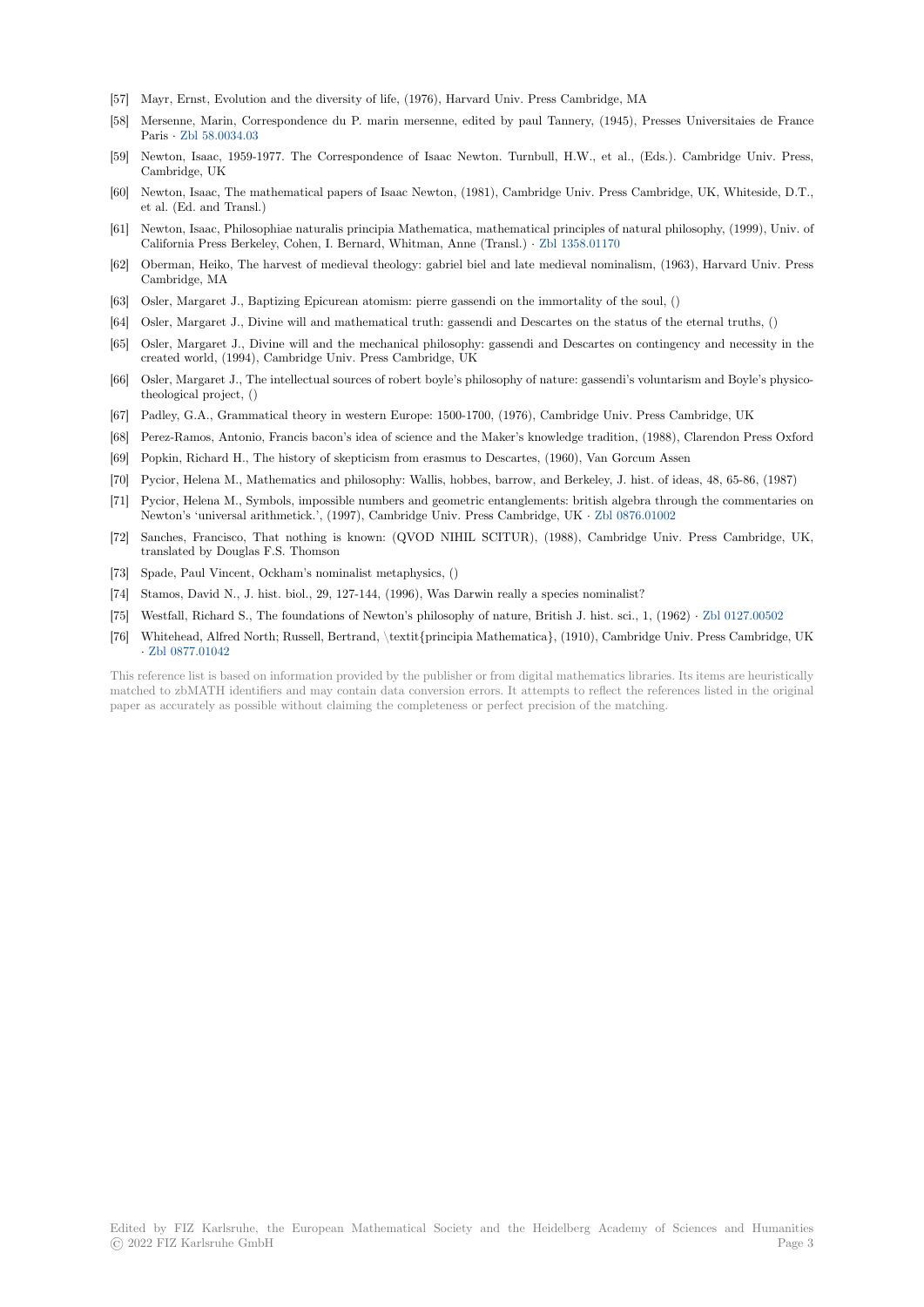- [57] Mayr, Ernst, Evolution and the diversity of life, (1976), Harvard Univ. Press Cambridge, MA
- [58] Mersenne, Marin, Correspondence du P. marin mersenne, edited by paul Tannery, (1945), Presses Universitaies de France Paris · Zbl 58.0034.03
- [59] Newton, Isaac, 1959-1977. The Correspondence of Isaac Newton. Turnbull, H.W., et al., (Eds.). Cambridge Univ. Press, Cambridge, UK
- [60] Newton, Isaac, The mathematical papers of Isaac Newton, (1981), Cambridge Univ. Press Cambridge, UK, Whiteside, D.T., et al. (Ed. and Transl.)
- [61] Newton, Isaac, Philosophiae naturalis principia Mathematica, mathematical principles of natural philosophy, (1999), Univ. of California Press Berkeley, Cohen, I. Bernard, Whitman, Anne (Transl.) · Zbl 1358.01170
- [62] Oberman, Heiko, The harvest of medieval theology: gabriel biel and late medieval nominalism, (1963), Harvard Univ. Press Cambridge, MA
- [63] Osler, Margaret J., Baptizing Epicurean atomism: pierre gassendi on the immortality of the soul, ()
- [64] Osler, Margaret J., Divine will and mathematical truth: gassendi and Descartes on the status of the eternal truths, ()
- [65] Osler, Margaret J., Divine will and the mechanical philosophy: gassendi and Descartes on contingency and necessity in the created world, (1994), Cambridge Univ. Press Cambridge, UK
- [66] Osler, Margaret J., The intellectual sources of robert boyle's philosophy of nature: gassendi's voluntarism and Boyle's physico-theological project, ()
- [67] Padley, G.A., Grammatical theory in western Europe: 1500-1700, (1976), Cambridge Univ. Press Cambridge, UK
- [68] Perez-Ramos, Antonio, Francis bacon's idea of science and the Maker's knowledge tradition, (1988), Clarendon Press Oxford
- [69] Popkin, Richard H., The history of skepticism from erasmus to Descartes, (1960), Van Gorcum Assen
- [70] Pycior, Helena M., Mathematics and philosophy: Wallis, hobbes, barrow, and Berkeley, J. hist. of ideas, 48, 65-86, (1987)
- [71] Pycior, Helena M., Symbols, impossible numbers and geometric entanglements: british algebra through the commentaries on Newton's 'universal arithmetick.', (1997), Cambridge Univ. Press Cambridge, UK · Zbl 0876.01002
- [72] Sanches, Francisco, That nothing is known: (QVOD NIHIL SCITUR), (1988), Cambridge Univ. Press Cambridge, UK, translated by Douglas F.S. Thomson
- [73] Spade, Paul Vincent, Ockham's nominalist metaphysics, ()
- [74] Stamos, David N., J. hist. biol., 29, 127-144, (1996), Was Darwin really a species nominalist?
- [75] Westfall, Richard S., The foundations of Newton's philosophy of nature, British J. hist. sci., 1, (1962) · Zbl 0127.00502
- [76] Whitehead, Alfred North; Russell, Bertrand, \textit{principia Mathematica}, (1910), Cambridge Univ. Press Cambridge, UK · Zbl 0877.01042

This reference list is based on information provided by the publisher or from digital mathematics libraries. Its items are heuristically matched to zbMATH identifiers and may contain data conversion errors. It attempts to reflect the references listed in the original paper as accurately as possible without claiming the completeness or perfect precision of the matching.